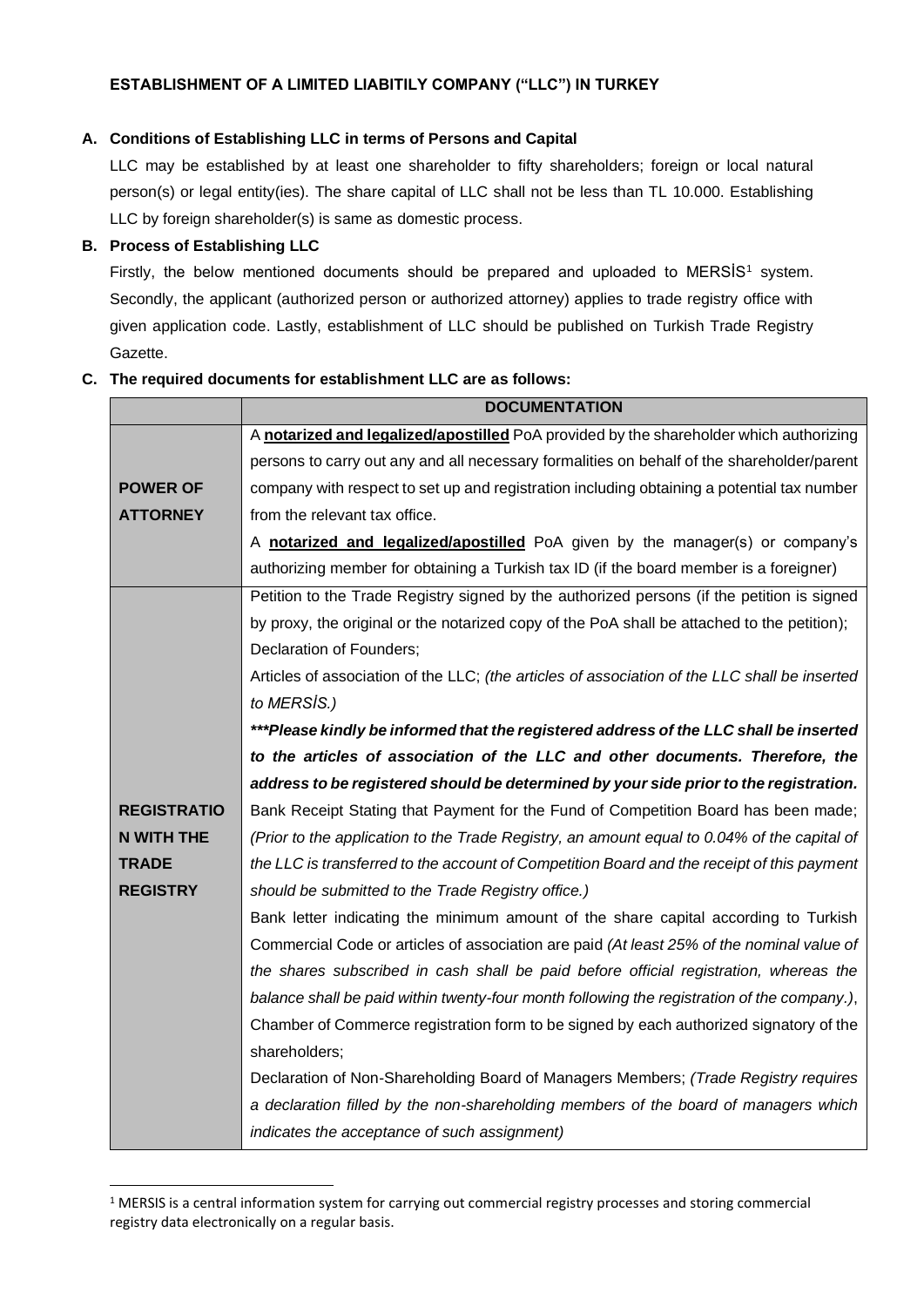## ESTABLISHMENT OF A LIMITED LIABITILY COMPANY ("LLC") IN TURKEY

### A. Conditions of Establishing LLC in terms of Persons and Capital

LLC may be established by at least one shareholder to fifty shareholders; foreign or local natural person(s) or legal entity(ies). The share capital of LLC shall not be less than TL 10.000. Establishing LLC by foreign shareholder(s) is same as domestic process.

### B. Process of Establishing LLC

Firstly, the below mentioned documents should be prepared and uploaded to MERSİS[1] system. Secondly, the applicant (authorized person or authorized attorney) applies to trade registry office with given application code. Lastly, establishment of LLC should be published on Turkish Trade Registry Gazette.

### C. The required documents for establishment LLC are as follows:

| | DOCUMENTATION |
|---|---|
| **POWER OF ATTORNEY** | A **notarized and legalized/apostilled** PoA provided by the shareholder which authorizing persons to carry out any and all necessary formalities on behalf of the shareholder/parent company with respect to set up and registration including obtaining a potential tax number from the relevant tax office.<br>A **notarized and legalized/apostilled** PoA given by the manager(s) or company's authorizing member for obtaining a Turkish tax ID (if the board member is a foreigner) |
| **REGISTRATION WITH THE TRADE REGISTRY** | Petition to the Trade Registry signed by the authorized persons (if the petition is signed by proxy, the original or the notarized copy of the PoA shall be attached to the petition);<br>Declaration of Founders;<br>Articles of association of the LLC; *(the articles of association of the LLC shall be inserted to MERSİS.)*<br>***\*\*\*Please kindly be informed that the registered address of the LLC shall be inserted to the articles of association of the LLC and other documents. Therefore, the address to be registered should be determined by your side prior to the registration.***<br>Bank Receipt Stating that Payment for the Fund of Competition Board has been made; *(Prior to the application to the Trade Registry, an amount equal to 0.04% of the capital of the LLC is transferred to the account of Competition Board and the receipt of this payment should be submitted to the Trade Registry office.)*<br>Bank letter indicating the minimum amount of the share capital according to Turkish Commercial Code or articles of association are paid *(At least 25% of the nominal value of the shares subscribed in cash shall be paid before official registration, whereas the balance shall be paid within twenty-four month following the registration of the company.)*,<br>Chamber of Commerce registration form to be signed by each authorized signatory of the shareholders;<br>Declaration of Non-Shareholding Board of Managers Members; *(Trade Registry requires a declaration filled by the non-shareholding members of the board of managers which indicates the acceptance of such assignment)* |

[1] MERSIS is a central information system for carrying out commercial registry processes and storing commercial registry data electronically on a regular basis.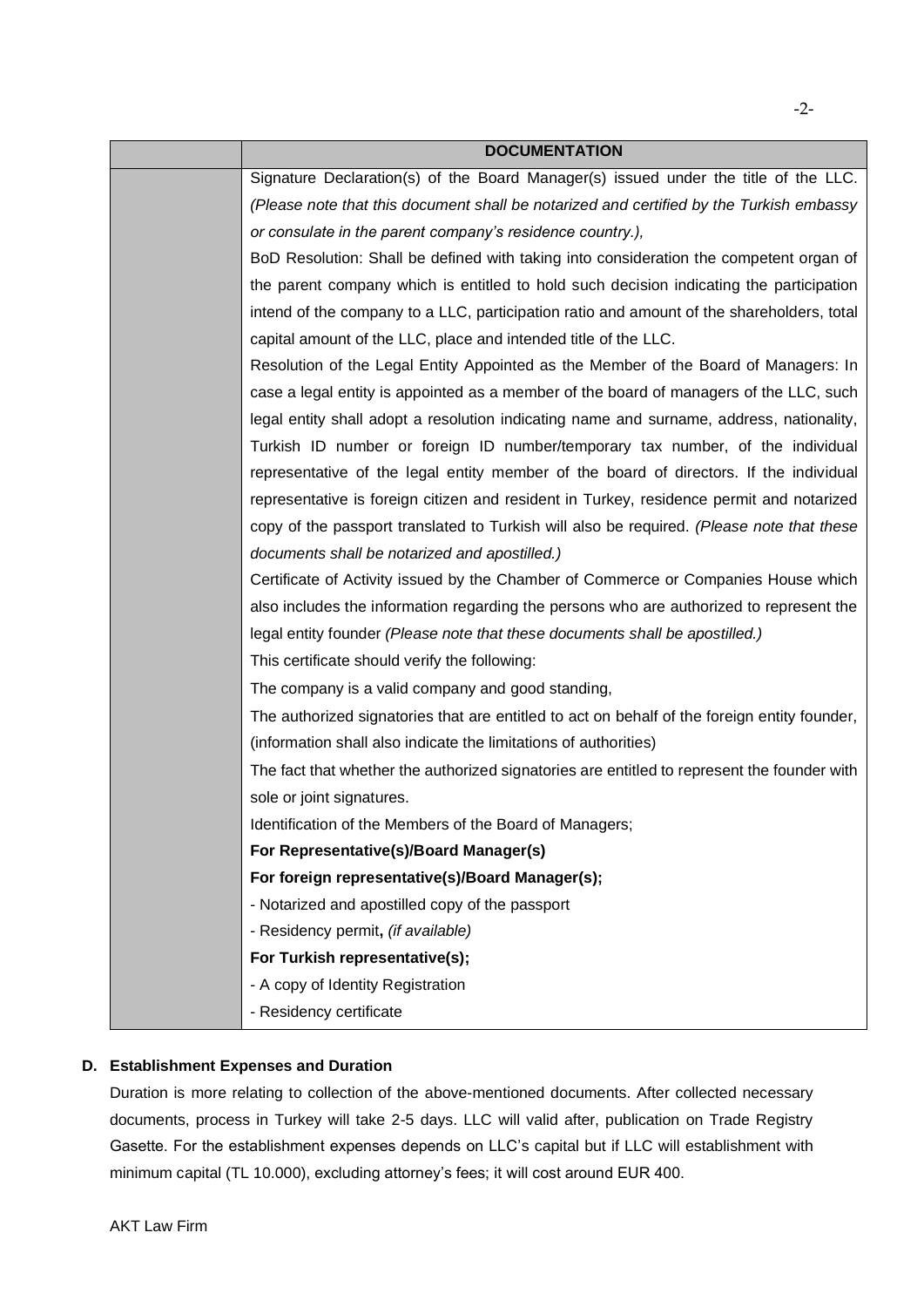| | DOCUMENTATION |
|---|---|
| | Signature Declaration(s) of the Board Manager(s) issued under the title of the LLC. *(Please note that this document shall be notarized and certified by the Turkish embassy or consulate in the parent company's residence country.),*<br>BoD Resolution: Shall be defined with taking into consideration the competent organ of the parent company which is entitled to hold such decision indicating the participation intend of the company to a LLC, participation ratio and amount of the shareholders, total capital amount of the LLC, place and intended title of the LLC.<br>Resolution of the Legal Entity Appointed as the Member of the Board of Managers: In case a legal entity is appointed as a member of the board of managers of the LLC, such legal entity shall adopt a resolution indicating name and surname, address, nationality, Turkish ID number or foreign ID number/temporary tax number, of the individual representative of the legal entity member of the board of directors. If the individual representative is foreign citizen and resident in Turkey, residence permit and notarized copy of the passport translated to Turkish will also be required. *(Please note that these documents shall be notarized and apostilled.)*<br>Certificate of Activity issued by the Chamber of Commerce or Companies House which also includes the information regarding the persons who are authorized to represent the legal entity founder *(Please note that these documents shall be apostilled.)*<br>This certificate should verify the following:<br>The company is a valid company and good standing,<br>The authorized signatories that are entitled to act on behalf of the foreign entity founder, (information shall also indicate the limitations of authorities)<br>The fact that whether the authorized signatories are entitled to represent the founder with sole or joint signatures.<br>Identification of the Members of the Board of Managers;<br>**For Representative(s)/Board Manager(s)**<br>**For foreign representative(s)/Board Manager(s);**<br>- Notarized and apostilled copy of the passport<br>- Residency permit**,** *(if available)*<br>**For Turkish representative(s);**<br>- A copy of Identity Registration<br>- Residency certificate |

### D. Establishment Expenses and Duration

Duration is more relating to collection of the above-mentioned documents. After collected necessary documents, process in Turkey will take 2-5 days. LLC will valid after, publication on Trade Registry Gasette. For the establishment expenses depends on LLC's capital but if LLC will establishment with minimum capital (TL 10.000), excluding attorney's fees; it will cost around EUR 400.

AKT Law Firm